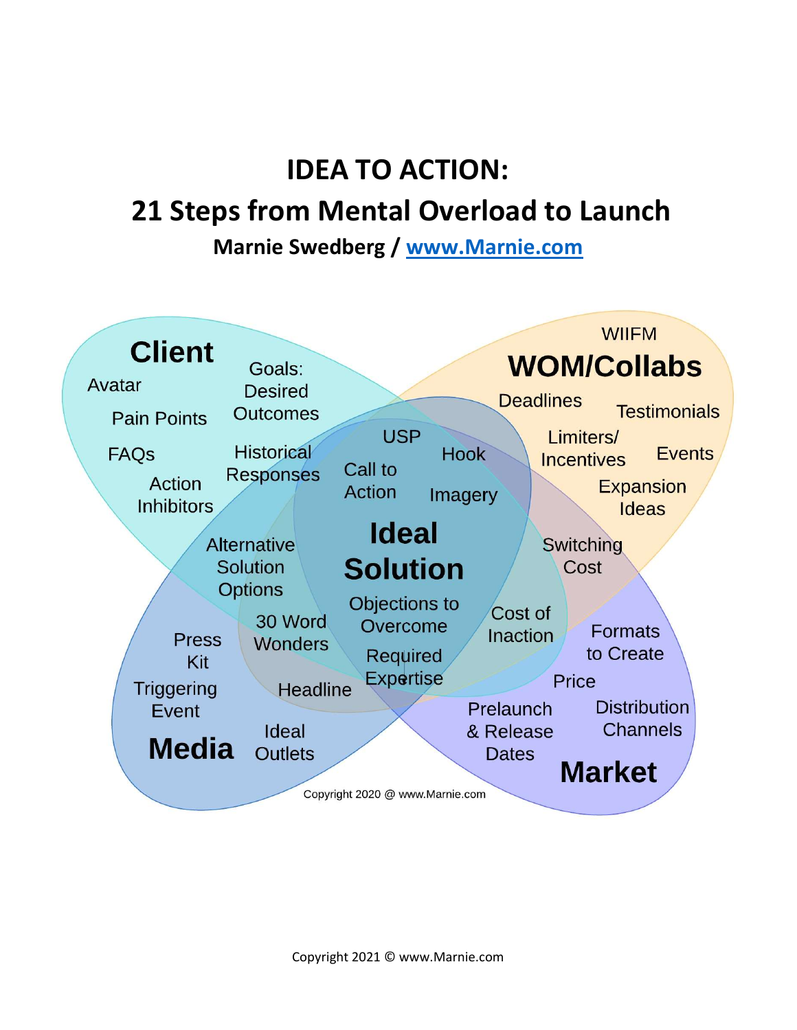# IDEA TO ACTION:

## 21 Steps from Mental Overload to Launch

**Marnie Swedberg / [www.Marnie.com](http://www.Marnie.com)**

**Client**

Avatar

Pain Points

FAQs

Action Inhibitors

Goals: Desired Outcomes

Historical Responses

**WOM/Collabs**

WIIFM

Deadlines

Testimonials

Limiters/ Incentives

Events

Expansion Ideas

**Ideal Solution**

USP

Hook

Call to Action

Imagery

Objections to Overcome

Required Expertise

Alternative Solution Options

30 Word Wonders

Headline

Switching Cost

Cost of Inaction

**Media**

Press Kit

Triggering Event

Ideal Outlets

**Market**

Formats to Create

Price

Distribution Channels

Prelaunch & Release Dates

Copyright 2020 @ www.Marnie.com

Copyright 2021 © www.Marnie.com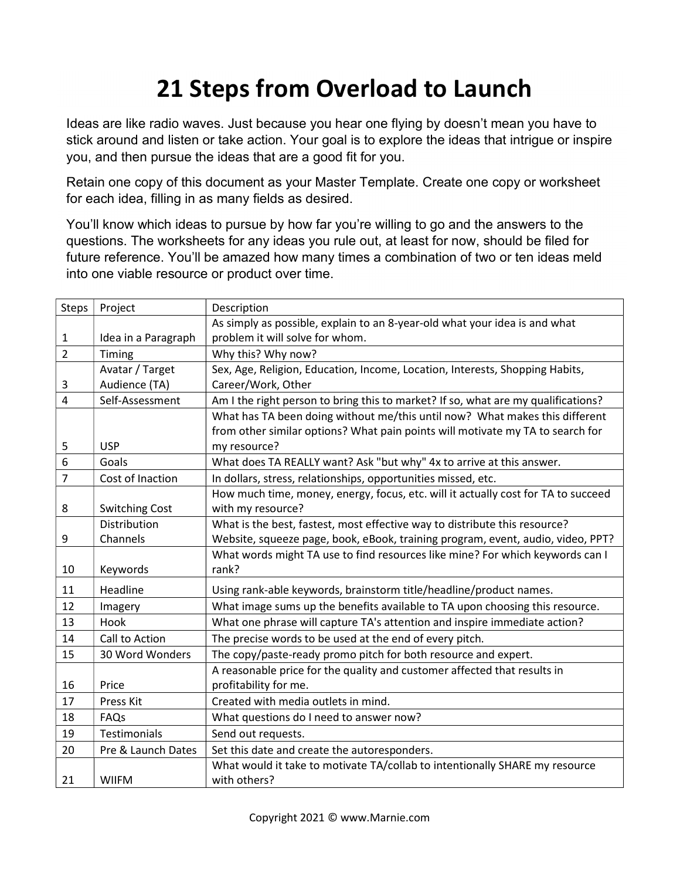# 21 Steps from Overload to Launch

Ideas are like radio waves. Just because you hear one flying by doesn't mean you have to stick around and listen or take action. Your goal is to explore the ideas that intrigue or inspire you, and then pursue the ideas that are a good fit for you.

Retain one copy of this document as your Master Template. Create one copy or worksheet for each idea, filling in as many fields as desired.

You'll know which ideas to pursue by how far you're willing to go and the answers to the questions. The worksheets for any ideas you rule out, at least for now, should be filed for future reference. You'll be amazed how many times a combination of two or ten ideas meld into one viable resource or product over time.

| Steps | Project | Description |
|---|---|---|
| 1 | Idea in a Paragraph | As simply as possible, explain to an 8-year-old what your idea is and what problem it will solve for whom. |
| 2 | Timing | Why this? Why now? |
| 3 | Avatar / Target Audience (TA) | Sex, Age, Religion, Education, Income, Location, Interests, Shopping Habits, Career/Work, Other |
| 4 | Self-Assessment | Am I the right person to bring this to market? If so, what are my qualifications? |
| 5 | USP | What has TA been doing without me/this until now? What makes this different from other similar options? What pain points will motivate my TA to search for my resource? |
| 6 | Goals | What does TA REALLY want? Ask "but why" 4x to arrive at this answer. |
| 7 | Cost of Inaction | In dollars, stress, relationships, opportunities missed, etc. |
| 8 | Switching Cost | How much time, money, energy, focus, etc. will it actually cost for TA to succeed with my resource? |
| 9 | Distribution Channels | What is the best, fastest, most effective way to distribute this resource? Website, squeeze page, book, eBook, training program, event, audio, video, PPT? |
| 10 | Keywords | What words might TA use to find resources like mine? For which keywords can I rank? |
| 11 | Headline | Using rank-able keywords, brainstorm title/headline/product names. |
| 12 | Imagery | What image sums up the benefits available to TA upon choosing this resource. |
| 13 | Hook | What one phrase will capture TA's attention and inspire immediate action? |
| 14 | Call to Action | The precise words to be used at the end of every pitch. |
| 15 | 30 Word Wonders | The copy/paste-ready promo pitch for both resource and expert. |
| 16 | Price | A reasonable price for the quality and customer affected that results in profitability for me. |
| 17 | Press Kit | Created with media outlets in mind. |
| 18 | FAQs | What questions do I need to answer now? |
| 19 | Testimonials | Send out requests. |
| 20 | Pre & Launch Dates | Set this date and create the autoresponders. |
| 21 | WIIFM | What would it take to motivate TA/collab to intentionally SHARE my resource with others? |

Copyright 2021 © www.Marnie.com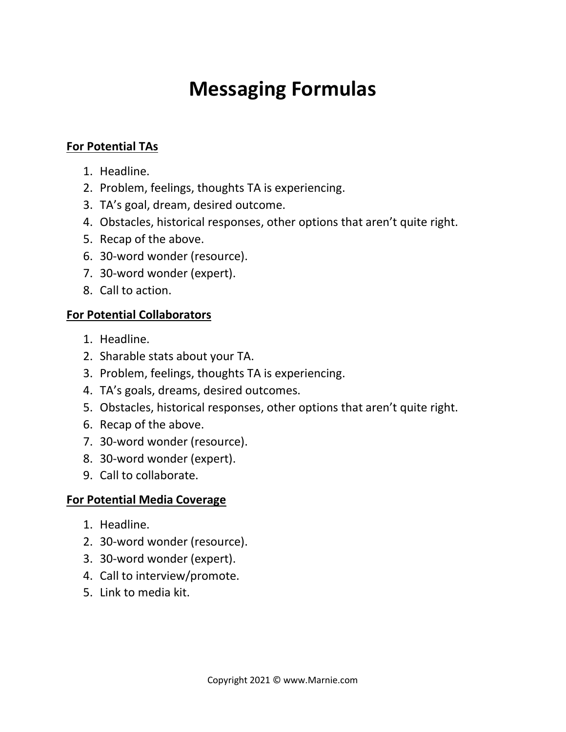# Messaging Formulas

**For Potential TAs**

1. Headline.
2. Problem, feelings, thoughts TA is experiencing.
3. TA's goal, dream, desired outcome.
4. Obstacles, historical responses, other options that aren't quite right.
5. Recap of the above.
6. 30-word wonder (resource).
7. 30-word wonder (expert).
8. Call to action.

**For Potential Collaborators**

1. Headline.
2. Sharable stats about your TA.
3. Problem, feelings, thoughts TA is experiencing.
4. TA's goals, dreams, desired outcomes.
5. Obstacles, historical responses, other options that aren't quite right.
6. Recap of the above.
7. 30-word wonder (resource).
8. 30-word wonder (expert).
9. Call to collaborate.

**For Potential Media Coverage**

1. Headline.
2. 30-word wonder (resource).
3. 30-word wonder (expert).
4. Call to interview/promote.
5. Link to media kit.

Copyright 2021 © www.Marnie.com